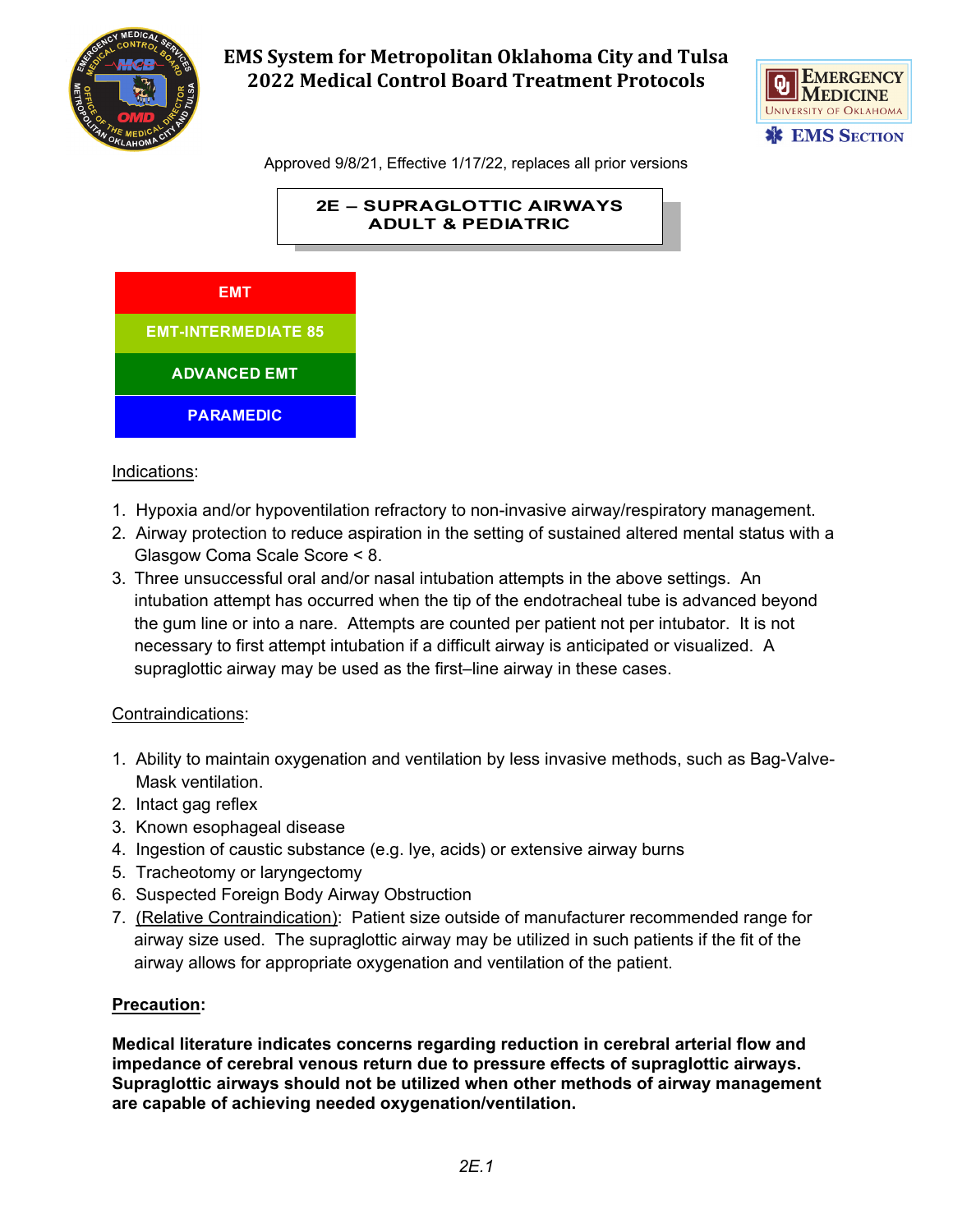# EMS System for Metropolitan Oklahoma City and Tulsa
# 2022 Medical Control Board Treatment Protocols

Approved 9/8/21, Effective 1/17/22, replaces all prior versions

## 2E – SUPRAGLOTTIC AIRWAYS ADULT & PEDIATRIC

| EMT |
|---|
| EMT-INTERMEDIATE 85 |
| ADVANCED EMT |
| PARAMEDIC |

Indications:

1. Hypoxia and/or hypoventilation refractory to non-invasive airway/respiratory management.
2. Airway protection to reduce aspiration in the setting of sustained altered mental status with a Glasgow Coma Scale Score < 8.
3. Three unsuccessful oral and/or nasal intubation attempts in the above settings. An intubation attempt has occurred when the tip of the endotracheal tube is advanced beyond the gum line or into a nare. Attempts are counted per patient not per intubator. It is not necessary to first attempt intubation if a difficult airway is anticipated or visualized. A supraglottic airway may be used as the first–line airway in these cases.

Contraindications:

1. Ability to maintain oxygenation and ventilation by less invasive methods, such as Bag-Valve-Mask ventilation.
2. Intact gag reflex
3. Known esophageal disease
4. Ingestion of caustic substance (e.g. lye, acids) or extensive airway burns
5. Tracheotomy or laryngectomy
6. Suspected Foreign Body Airway Obstruction
7. (Relative Contraindication): Patient size outside of manufacturer recommended range for airway size used. The supraglottic airway may be utilized in such patients if the fit of the airway allows for appropriate oxygenation and ventilation of the patient.

**Precaution:**

**Medical literature indicates concerns regarding reduction in cerebral arterial flow and impedance of cerebral venous return due to pressure effects of supraglottic airways. Supraglottic airways should not be utilized when other methods of airway management are capable of achieving needed oxygenation/ventilation.**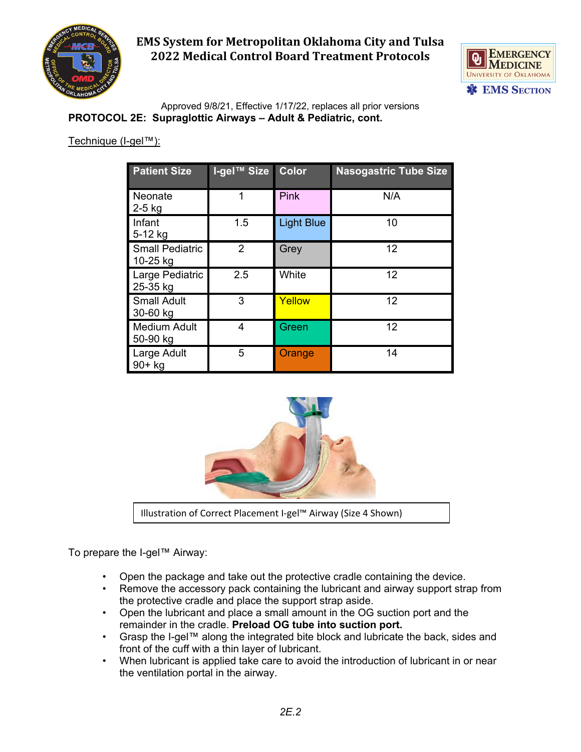Approved 9/8/21, Effective 1/17/22, replaces all prior versions

**PROTOCOL 2E: Supraglottic Airways – Adult & Pediatric, cont.**

Technique (I-gel™):

| Patient Size | I-gel™ Size | Color | Nasogastric Tube Size |
|---|---|---|---|
| Neonate 2-5 kg | 1 | Pink | N/A |
| Infant 5-12 kg | 1.5 | Light Blue | 10 |
| Small Pediatric 10-25 kg | 2 | Grey | 12 |
| Large Pediatric 25-35 kg | 2.5 | White | 12 |
| Small Adult 30-60 kg | 3 | Yellow | 12 |
| Medium Adult 50-90 kg | 4 | Green | 12 |
| Large Adult 90+ kg | 5 | Orange | 14 |

Illustration of Correct Placement I-gel™ Airway (Size 4 Shown)

To prepare the I-gel™ Airway:

- Open the package and take out the protective cradle containing the device.
- Remove the accessory pack containing the lubricant and airway support strap from the protective cradle and place the support strap aside.
- Open the lubricant and place a small amount in the OG suction port and the remainder in the cradle. **Preload OG tube into suction port.**
- Grasp the I-gel™ along the integrated bite block and lubricate the back, sides and front of the cuff with a thin layer of lubricant.
- When lubricant is applied take care to avoid the introduction of lubricant in or near the ventilation portal in the airway.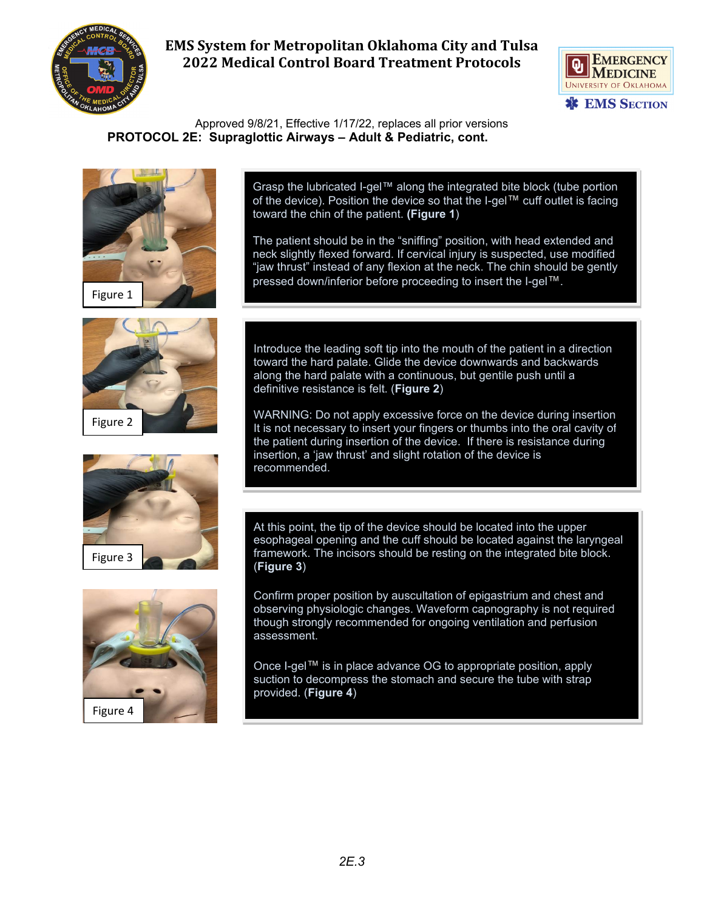Approved 9/8/21, Effective 1/17/22, replaces all prior versions

**PROTOCOL 2E: Supraglottic Airways – Adult & Pediatric, cont.**

Figure 1

Grasp the lubricated I-gel™ along the integrated bite block (tube portion of the device). Position the device so that the I-gel™ cuff outlet is facing toward the chin of the patient. (**Figure 1**)

The patient should be in the "sniffing" position, with head extended and neck slightly flexed forward. If cervical injury is suspected, use modified "jaw thrust" instead of any flexion at the neck. The chin should be gently pressed down/inferior before proceeding to insert the I-gel™.

Figure 2

Introduce the leading soft tip into the mouth of the patient in a direction toward the hard palate. Glide the device downwards and backwards along the hard palate with a continuous, but gentile push until a definitive resistance is felt. (**Figure 2**)

WARNING: Do not apply excessive force on the device during insertion It is not necessary to insert your fingers or thumbs into the oral cavity of the patient during insertion of the device. If there is resistance during insertion, a 'jaw thrust' and slight rotation of the device is recommended.

Figure 3

At this point, the tip of the device should be located into the upper esophageal opening and the cuff should be located against the laryngeal framework. The incisors should be resting on the integrated bite block. (**Figure 3**)

Confirm proper position by auscultation of epigastrium and chest and observing physiologic changes. Waveform capnography is not required though strongly recommended for ongoing ventilation and perfusion assessment.

Once I-gel™ is in place advance OG to appropriate position, apply suction to decompress the stomach and secure the tube with strap provided. (**Figure 4**)

Figure 4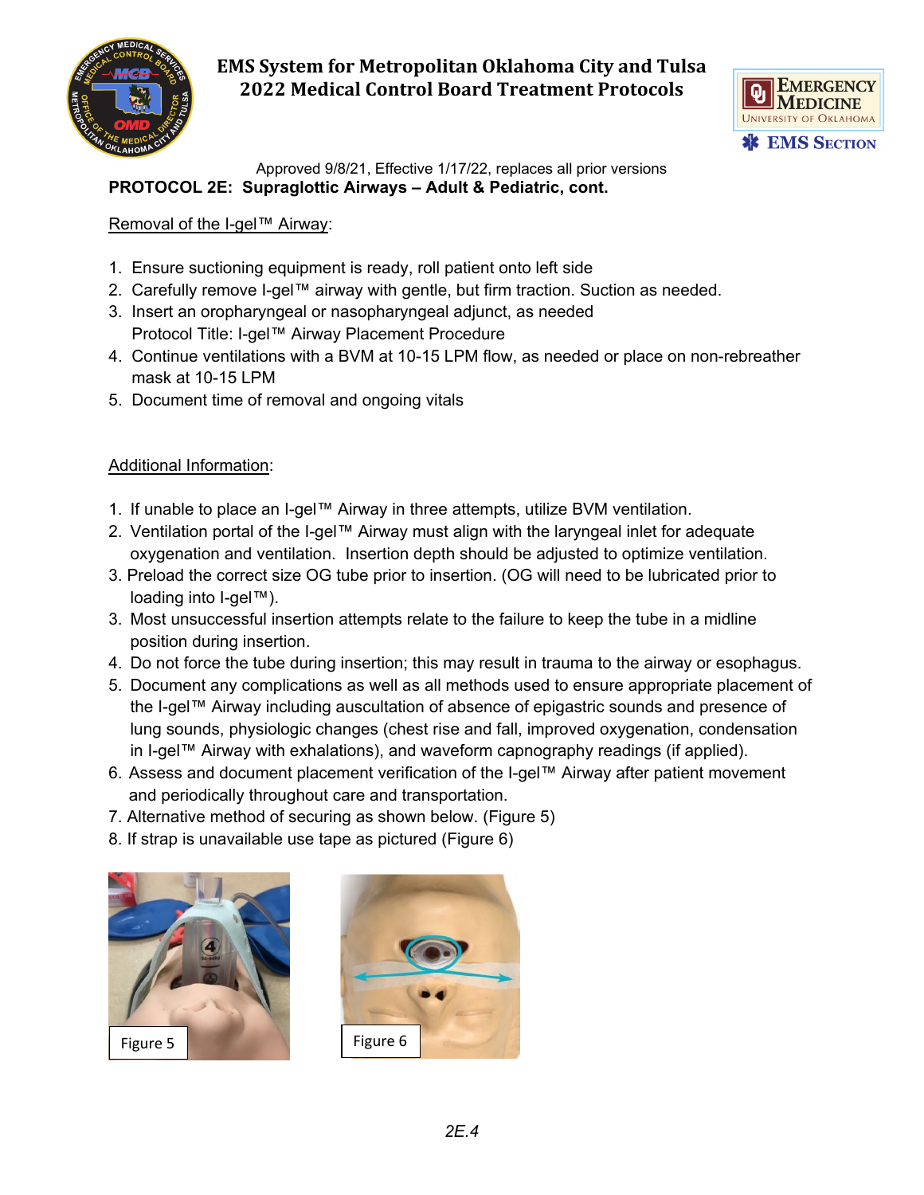Approved 9/8/21, Effective 1/17/22, replaces all prior versions

**PROTOCOL 2E: Supraglottic Airways – Adult & Pediatric, cont.**

Removal of the I-gel™ Airway:

1. Ensure suctioning equipment is ready, roll patient onto left side
2. Carefully remove I-gel™ airway with gentle, but firm traction. Suction as needed.
3. Insert an oropharyngeal or nasopharyngeal adjunct, as needed
   Protocol Title: I-gel™ Airway Placement Procedure
4. Continue ventilations with a BVM at 10-15 LPM flow, as needed or place on non-rebreather mask at 10-15 LPM
5. Document time of removal and ongoing vitals

Additional Information:

1. If unable to place an I-gel™ Airway in three attempts, utilize BVM ventilation.
2. Ventilation portal of the I-gel™ Airway must align with the laryngeal inlet for adequate oxygenation and ventilation. Insertion depth should be adjusted to optimize ventilation.
3. Preload the correct size OG tube prior to insertion. (OG will need to be lubricated prior to loading into I-gel™).
3. Most unsuccessful insertion attempts relate to the failure to keep the tube in a midline position during insertion.
4. Do not force the tube during insertion; this may result in trauma to the airway or esophagus.
5. Document any complications as well as all methods used to ensure appropriate placement of the I-gel™ Airway including auscultation of absence of epigastric sounds and presence of lung sounds, physiologic changes (chest rise and fall, improved oxygenation, condensation in I-gel™ Airway with exhalations), and waveform capnography readings (if applied).
6. Assess and document placement verification of the I-gel™ Airway after patient movement and periodically throughout care and transportation.
7. Alternative method of securing as shown below. (Figure 5)
8. If strap is unavailable use tape as pictured (Figure 6)

Figure 5

Figure 6